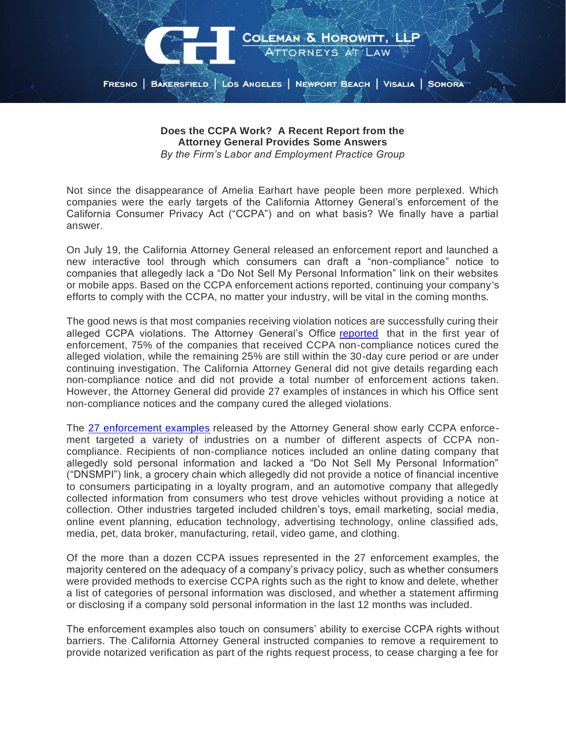Coleman & Horowitz, LLP
Attorneys at Law

Fresno | Bakersfield | Los Angeles | Newport Beach | Visalia | Sonora

# Does the CCPA Work? A Recent Report from the Attorney General Provides Some Answers

*By the Firm's Labor and Employment Practice Group*

Not since the disappearance of Amelia Earhart have people been more perplexed. Which companies were the early targets of the California Attorney General's enforcement of the California Consumer Privacy Act ("CCPA") and on what basis? We finally have a partial answer.

On July 19, the California Attorney General released an enforcement report and launched a new interactive tool through which consumers can draft a "non-compliance" notice to companies that allegedly lack a "Do Not Sell My Personal Information" link on their websites or mobile apps. Based on the CCPA enforcement actions reported, continuing your company's efforts to comply with the CCPA, no matter your industry, will be vital in the coming months.

The good news is that most companies receiving violation notices are successfully curing their alleged CCPA violations. The Attorney General's Office reported that in the first year of enforcement, 75% of the companies that received CCPA non-compliance notices cured the alleged violation, while the remaining 25% are still within the 30-day cure period or are under continuing investigation. The California Attorney General did not give details regarding each non-compliance notice and did not provide a total number of enforcement actions taken. However, the Attorney General did provide 27 examples of instances in which his Office sent non-compliance notices and the company cured the alleged violations.

The 27 enforcement examples released by the Attorney General show early CCPA enforcement targeted a variety of industries on a number of different aspects of CCPA non-compliance. Recipients of non-compliance notices included an online dating company that allegedly sold personal information and lacked a "Do Not Sell My Personal Information" ("DNSMPI") link, a grocery chain which allegedly did not provide a notice of financial incentive to consumers participating in a loyalty program, and an automotive company that allegedly collected information from consumers who test drove vehicles without providing a notice at collection. Other industries targeted included children's toys, email marketing, social media, online event planning, education technology, advertising technology, online classified ads, media, pet, data broker, manufacturing, retail, video game, and clothing.

Of the more than a dozen CCPA issues represented in the 27 enforcement examples, the majority centered on the adequacy of a company's privacy policy, such as whether consumers were provided methods to exercise CCPA rights such as the right to know and delete, whether a list of categories of personal information was disclosed, and whether a statement affirming or disclosing if a company sold personal information in the last 12 months was included.

The enforcement examples also touch on consumers' ability to exercise CCPA rights without barriers. The California Attorney General instructed companies to remove a requirement to provide notarized verification as part of the rights request process, to cease charging a fee for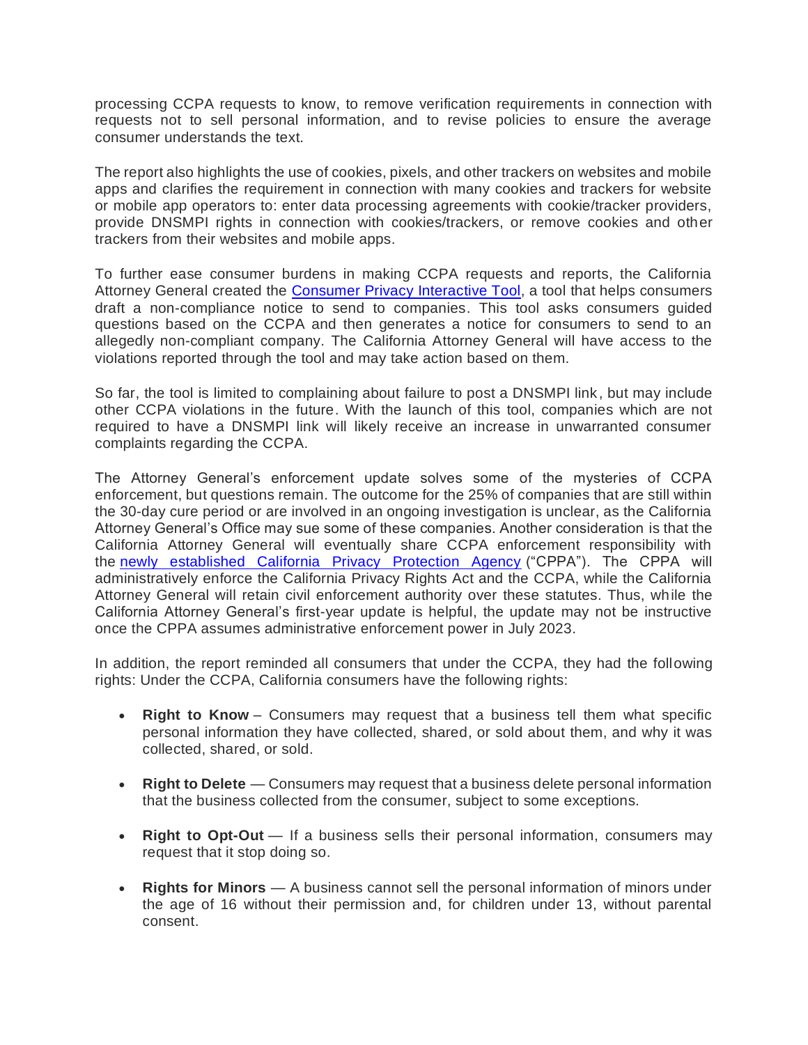processing CCPA requests to know, to remove verification requirements in connection with requests not to sell personal information, and to revise policies to ensure the average consumer understands the text.

The report also highlights the use of cookies, pixels, and other trackers on websites and mobile apps and clarifies the requirement in connection with many cookies and trackers for website or mobile app operators to: enter data processing agreements with cookie/tracker providers, provide DNSMPI rights in connection with cookies/trackers, or remove cookies and other trackers from their websites and mobile apps.

To further ease consumer burdens in making CCPA requests and reports, the California Attorney General created the [Consumer Privacy Interactive Tool](), a tool that helps consumers draft a non-compliance notice to send to companies. This tool asks consumers guided questions based on the CCPA and then generates a notice for consumers to send to an allegedly non-compliant company. The California Attorney General will have access to the violations reported through the tool and may take action based on them.

So far, the tool is limited to complaining about failure to post a DNSMPI link, but may include other CCPA violations in the future. With the launch of this tool, companies which are not required to have a DNSMPI link will likely receive an increase in unwarranted consumer complaints regarding the CCPA.

The Attorney General's enforcement update solves some of the mysteries of CCPA enforcement, but questions remain. The outcome for the 25% of companies that are still within the 30-day cure period or are involved in an ongoing investigation is unclear, as the California Attorney General's Office may sue some of these companies. Another consideration is that the California Attorney General will eventually share CCPA enforcement responsibility with the [newly established California Privacy Protection Agency]() ("CPPA"). The CPPA will administratively enforce the California Privacy Rights Act and the CCPA, while the California Attorney General will retain civil enforcement authority over these statutes. Thus, while the California Attorney General's first-year update is helpful, the update may not be instructive once the CPPA assumes administrative enforcement power in July 2023.

In addition, the report reminded all consumers that under the CCPA, they had the following rights: Under the CCPA, California consumers have the following rights:

- **Right to Know** – Consumers may request that a business tell them what specific personal information they have collected, shared, or sold about them, and why it was collected, shared, or sold.

- **Right to Delete** — Consumers may request that a business delete personal information that the business collected from the consumer, subject to some exceptions.

- **Right to Opt-Out** — If a business sells their personal information, consumers may request that it stop doing so.

- **Rights for Minors** — A business cannot sell the personal information of minors under the age of 16 without their permission and, for children under 13, without parental consent.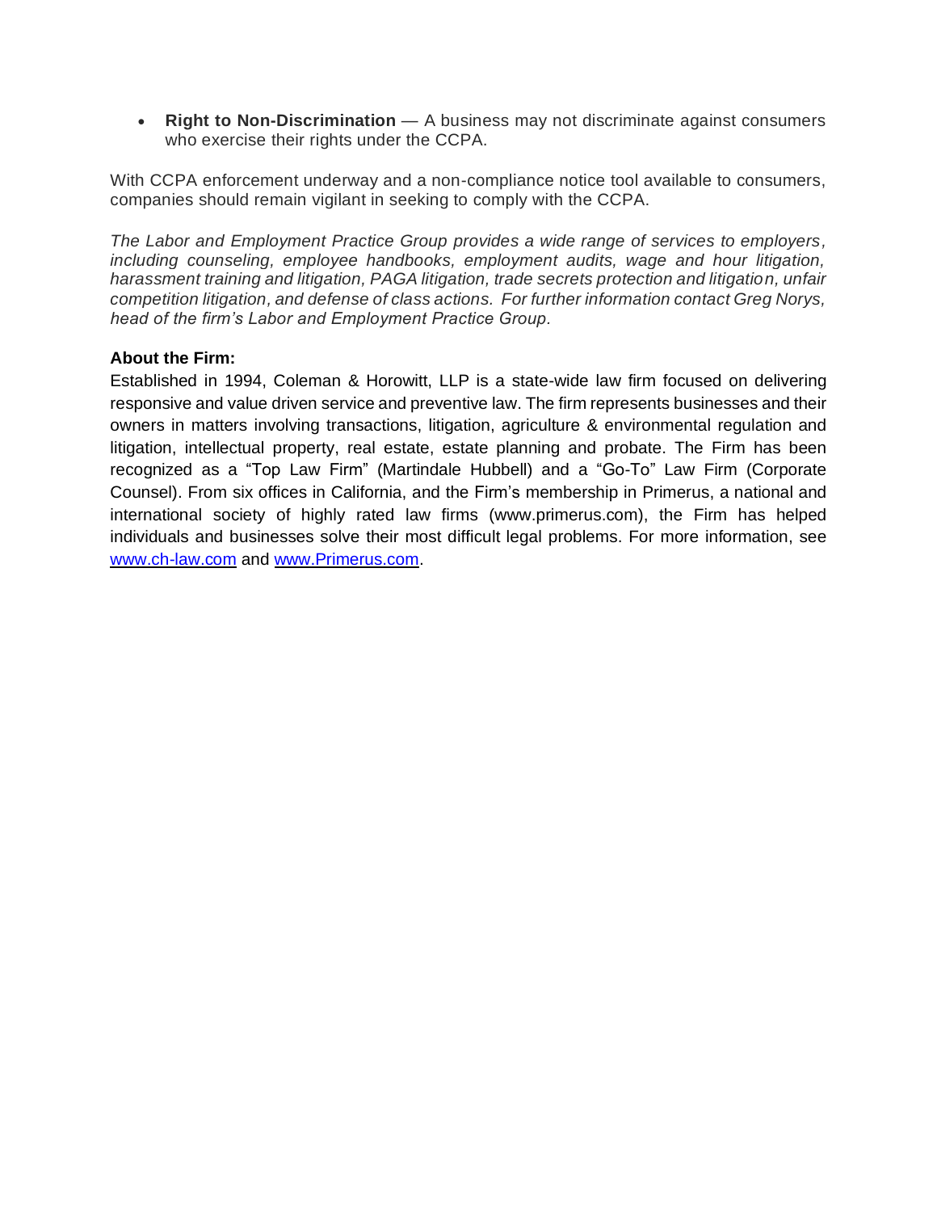- **Right to Non-Discrimination** — A business may not discriminate against consumers who exercise their rights under the CCPA.

With CCPA enforcement underway and a non-compliance notice tool available to consumers, companies should remain vigilant in seeking to comply with the CCPA.

*The Labor and Employment Practice Group provides a wide range of services to employers, including counseling, employee handbooks, employment audits, wage and hour litigation, harassment training and litigation, PAGA litigation, trade secrets protection and litigation, unfair competition litigation, and defense of class actions. For further information contact Greg Norys, head of the firm's Labor and Employment Practice Group.*

**About the Firm:**

Established in 1994, Coleman & Horowitt, LLP is a state-wide law firm focused on delivering responsive and value driven service and preventive law. The firm represents businesses and their owners in matters involving transactions, litigation, agriculture & environmental regulation and litigation, intellectual property, real estate, estate planning and probate. The Firm has been recognized as a "Top Law Firm" (Martindale Hubbell) and a "Go-To" Law Firm (Corporate Counsel). From six offices in California, and the Firm's membership in Primerus, a national and international society of highly rated law firms (www.primerus.com), the Firm has helped individuals and businesses solve their most difficult legal problems. For more information, see [www.ch-law.com](http://www.ch-law.com) and [www.Primerus.com](http://www.Primerus.com).